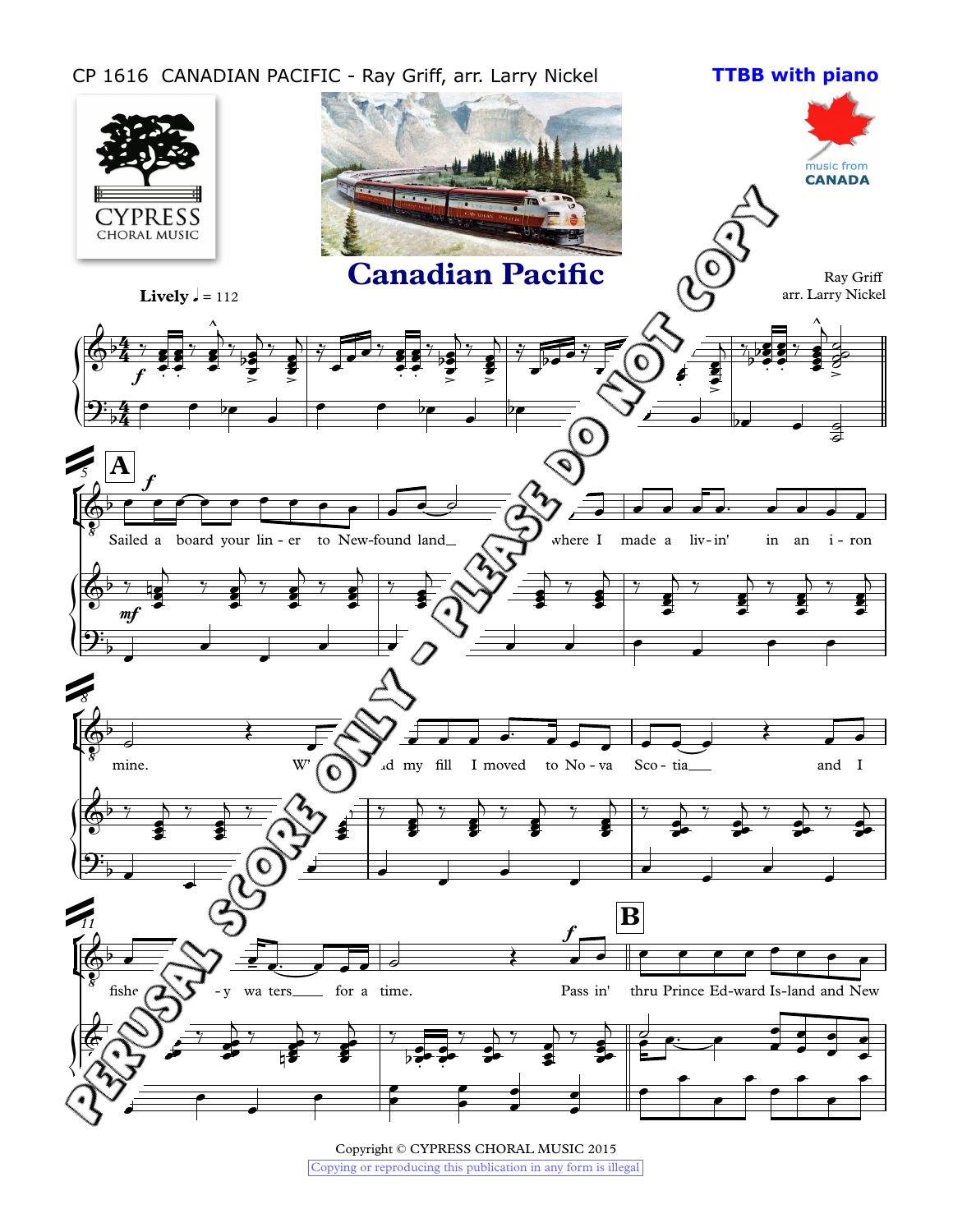CP 1616 CANADIAN PACIFIC - Ray Griff, arr. Larry Nickel

**TTBB with piano**

CYPRESS CHORAL MUSIC

music from CANADA

# Canadian Pacific

Ray Griff
arr. Larry Nickel

**Lively** ♩ = 112

Sailed a board your lin - er to New-found land where I made a liv-in' in an i - ron mine. W... ...d my fill I moved to No - va Sco - tia and I fishe... -y wa ters for a time. Pass in' thru Prince Ed-ward Is-land and New

PERUSAL SCORE ONLY - PLEASE DO NOT COPY

Copyright © CYPRESS CHORAL MUSIC 2015

Copying or reproducing this publication in any form is illegal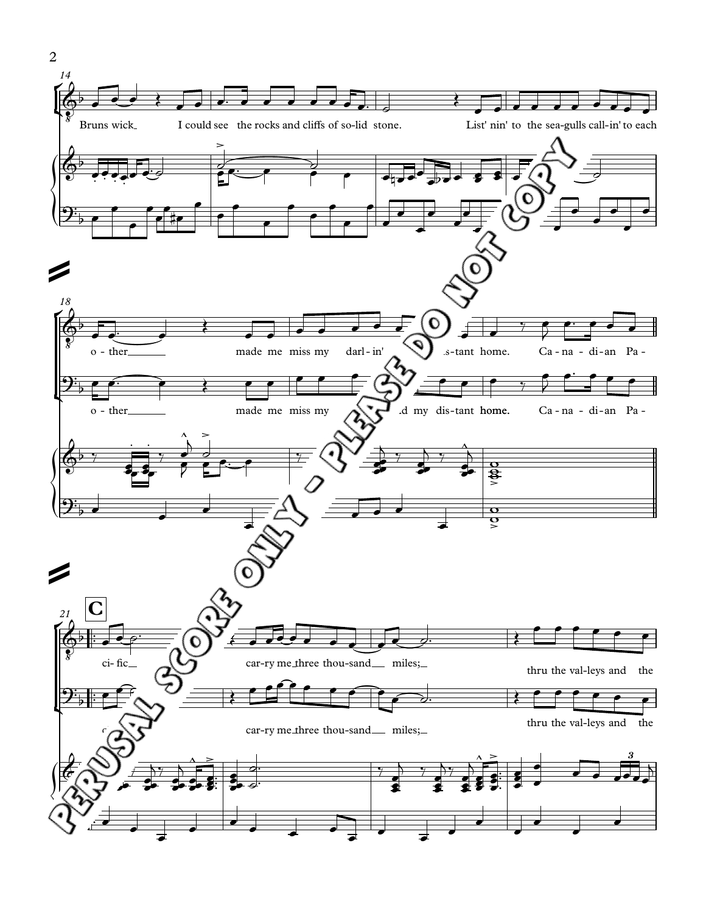14

Bruns wick I could see the rocks and cliffs of so-lid stone. List' nin' to the sea-gulls call-in' to each

18

o - ther made me miss my darl - in' ...s-tant home. Ca - na - di - an Pa -

o - ther made me miss my ...d my dis-tant home. Ca - na - di - an Pa -

21 **C**

ci - fic car-ry me three thou-sand miles; thru the val-leys and the

car-ry me three thou-sand miles; thru the val-leys and the

PERUSAL SCORE ONLY - PLEASE DO NOT COPY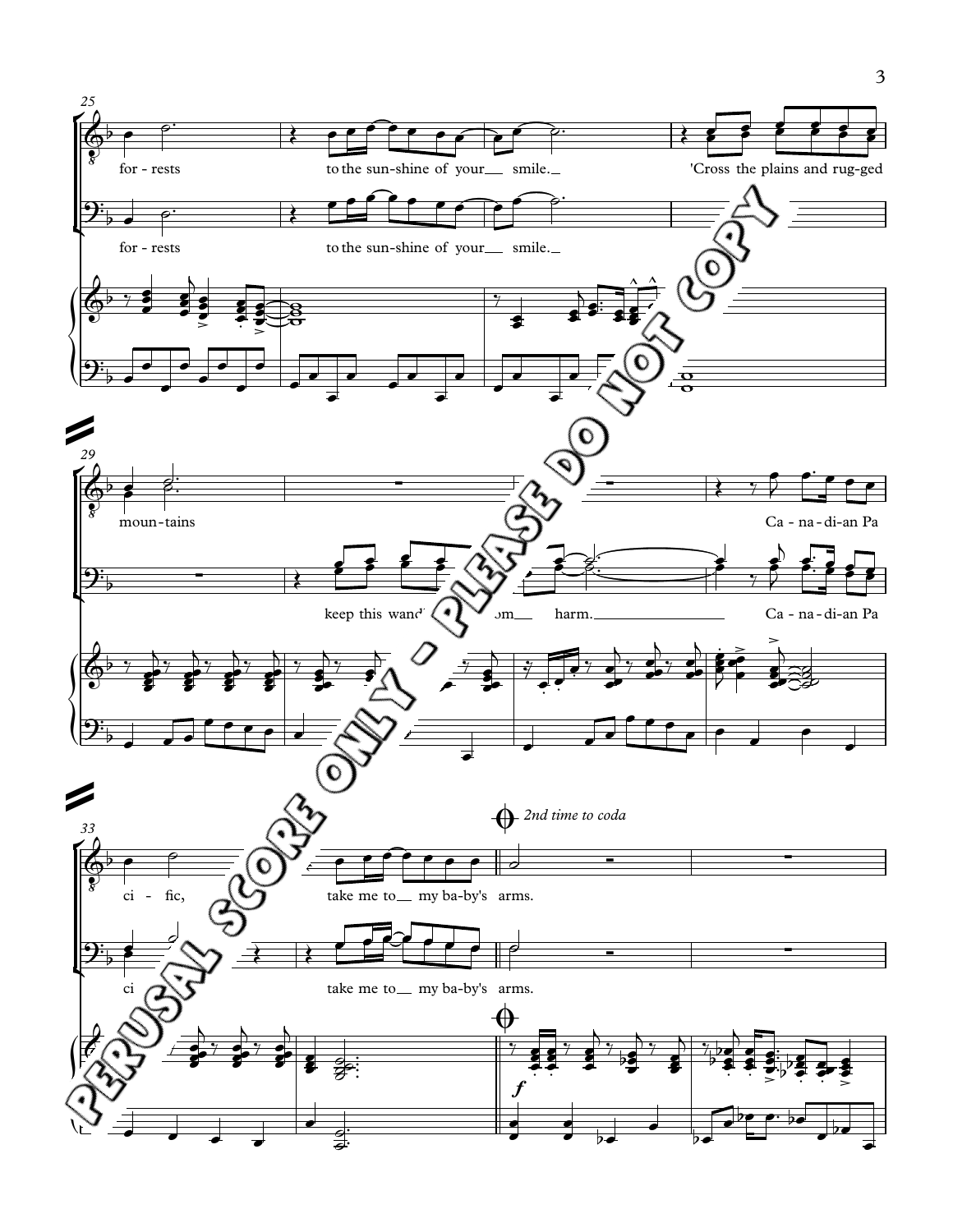PERUSAL SCORE ONLY - PLEASE DO NOT COPY

25

for - rests to the sun - shine of your smile. 'Cross the plains and rug - ged

for - rests to the sun - shine of your smile.

29

moun - tains Ca - na - di - an Pa

keep this wand'- from harm. Ca - na - di - an Pa

33

*2nd time to coda*

ci - fic, take me to my ba - by's arms.

ci take me to my ba - by's arms.

*f*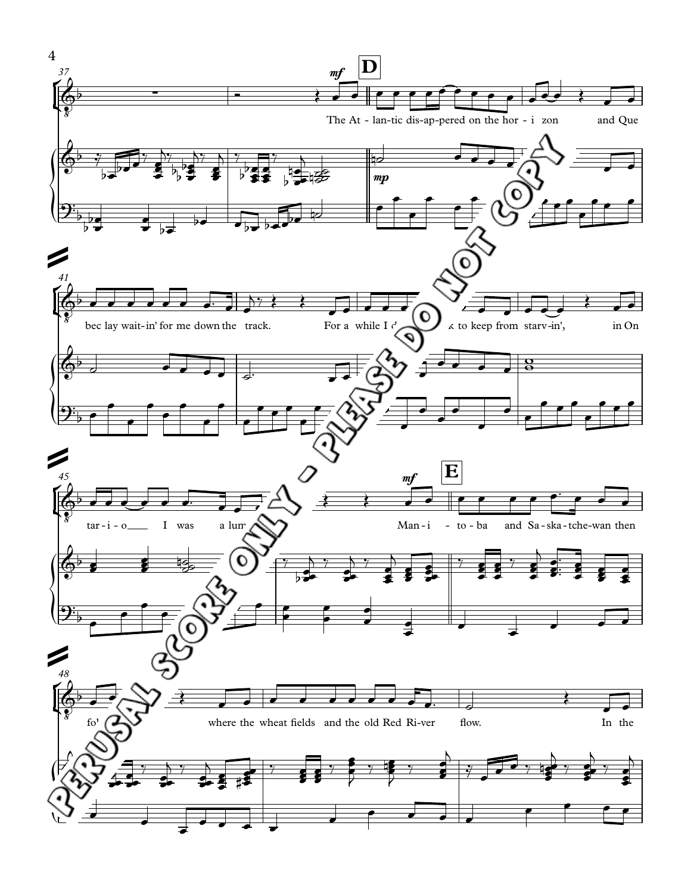37

*mf*

**D**

The At - lan-tic dis-ap-pered on the hor - i zon and Que

*mp*

41

bec lay wait-in' for me down the track. For a while I d k to keep from starv-in', in On

45

*mf*

**E**

tar - i - o I was a lum Man - i - to - ba and Sa - ska - tche-wan then

48

fo' where the wheat fields and the old Red Ri-ver flow. In the

PERUSAL SCORE ONLY - PLEASE DO NOT COPY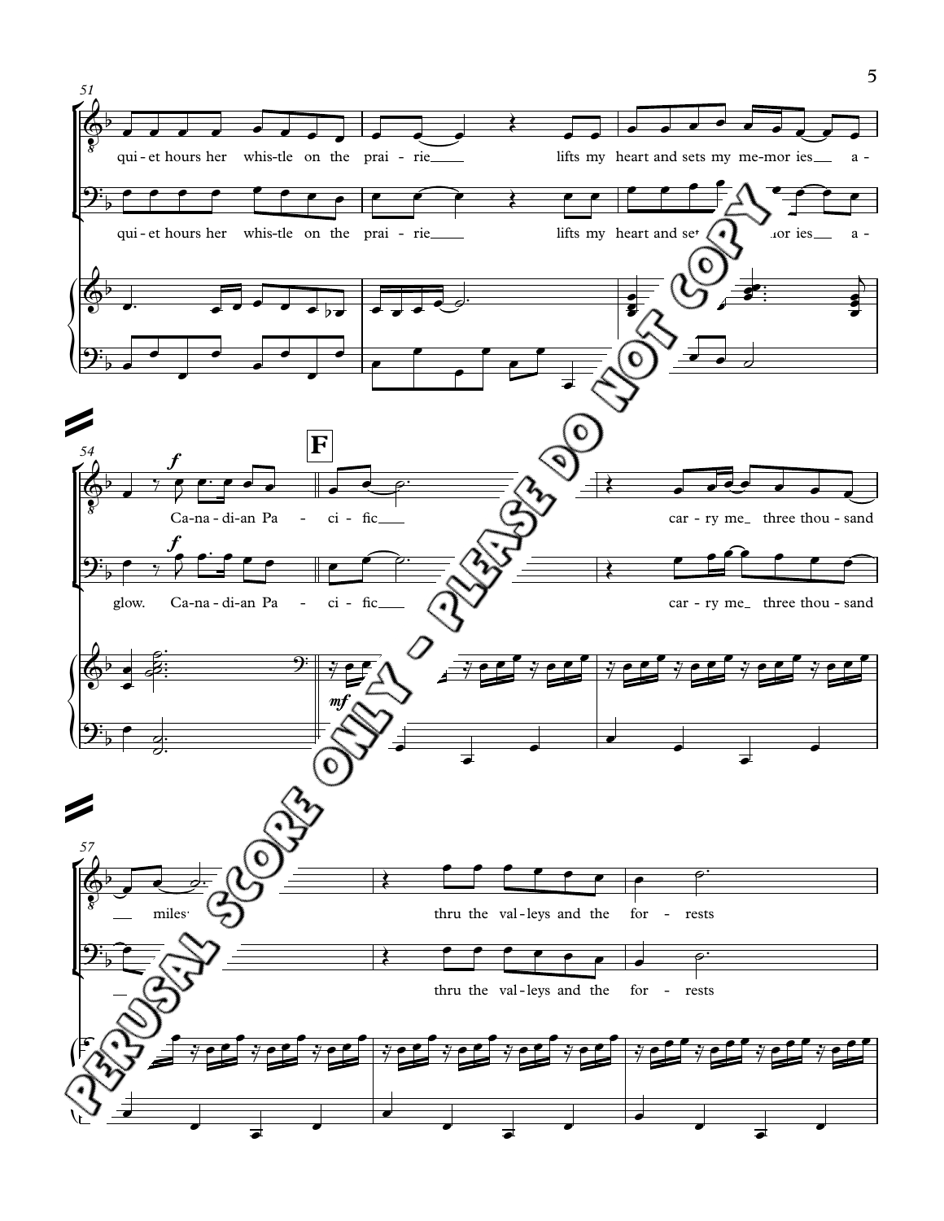51

qui - et hours her whis-tle on the prai - rie lifts my heart and sets my me-mor ies a -

qui - et hours her whis-tle on the prai - rie lifts my heart and set... ...mor ies a -

54

*f*

Ca-na-di-an Pa - ci - fic car - ry me three thou - sand

**F**

glow. Ca-na-di-an Pa - ci - fic car - ry me three thou - sand

*mf*

57

miles thru the val-leys and the for - rests

miles thru the val-leys and the for - rests

PERUSAL SCORE ONLY - PLEASE DO NOT COPY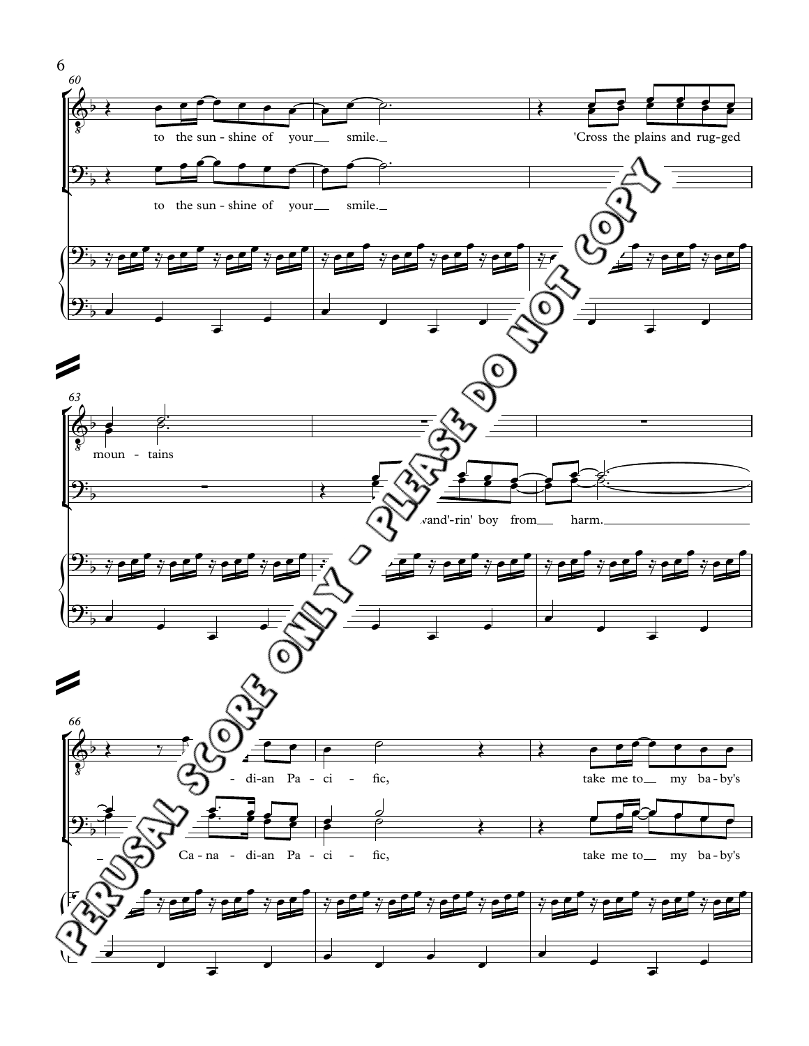60

to the sun - shine of your smile.

'Cross the plains and rug-ged

to the sun - shine of your smile.

63

moun - tains

wand'-rin' boy from harm.

66

di-an Pa - ci - fic,

take me to my ba - by's

Ca - na - di-an Pa - ci - fic,

take me to my ba - by's

PERUSAL SCORE ONLY - PLEASE DO NOT COPY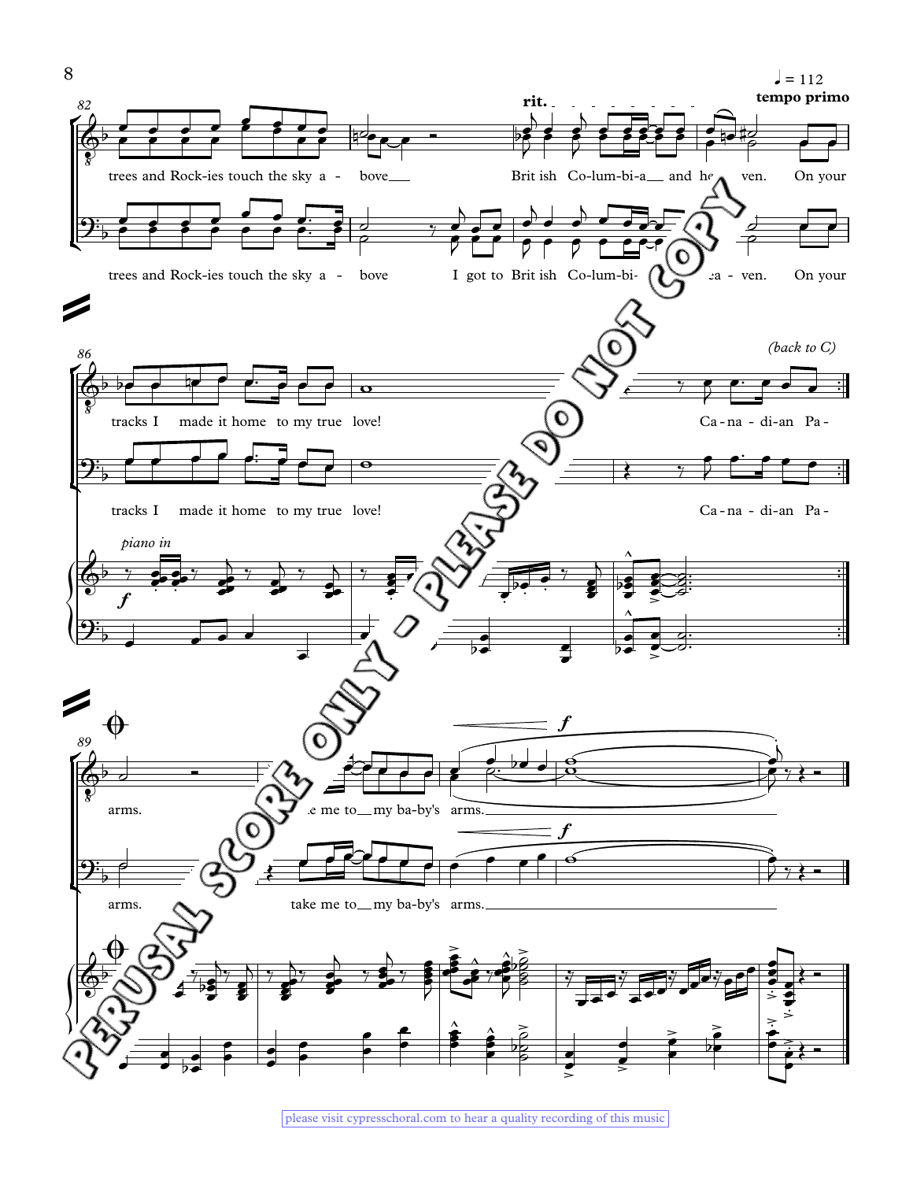♩ = 112
tempo primo

rit.

trees and Rock-ies touch the sky a - bove___ Brit ish Co-lum-bi-a___ and he- ven. On your

trees and Rock-ies touch the sky a - bove I got to Brit ish Co-lum-bi- ea - ven. On your

tracks I made it home to my true love! Ca - na - di-an Pa -

tracks I made it home to my true love! Ca - na - di-an Pa -

*(back to C)*

*piano in*

arms. e me to___ my ba-by's arms.

arms. take me to___ my ba-by's arms.

PERUSAL SCORE ONLY - PLEASE DO NOT COPY

please visit cypresschoral.com to hear a quality recording of this music